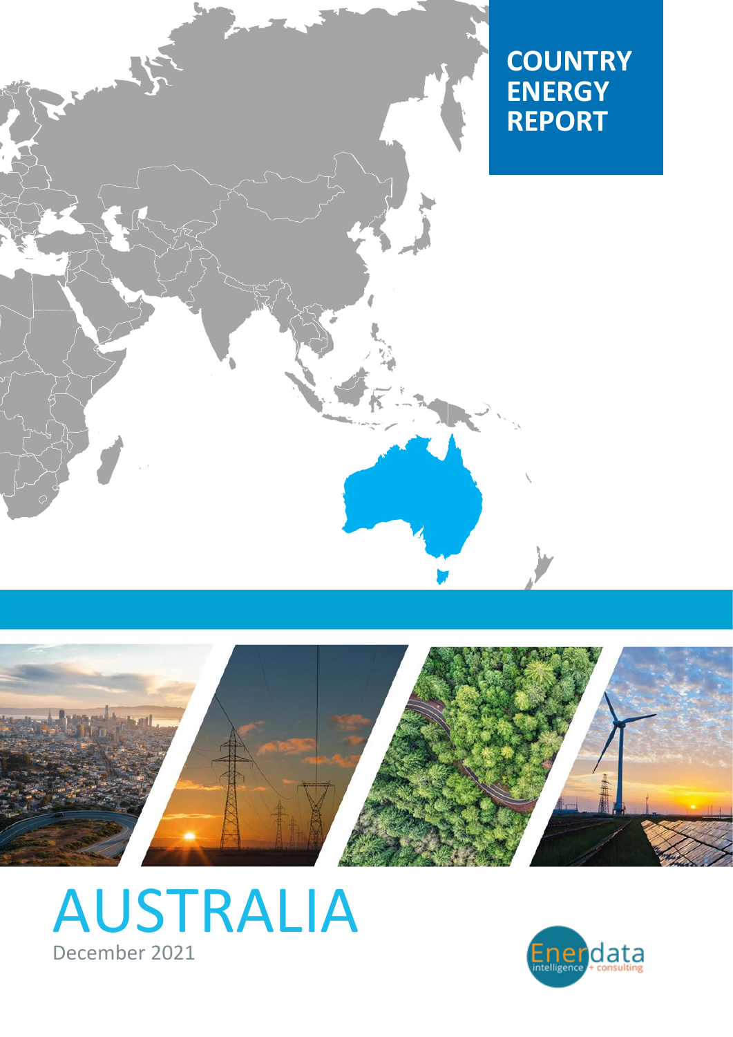# COUNTRY ENERGY REPORT

# AUSTRALIA

December 2021

Enerdata intelligence + consulting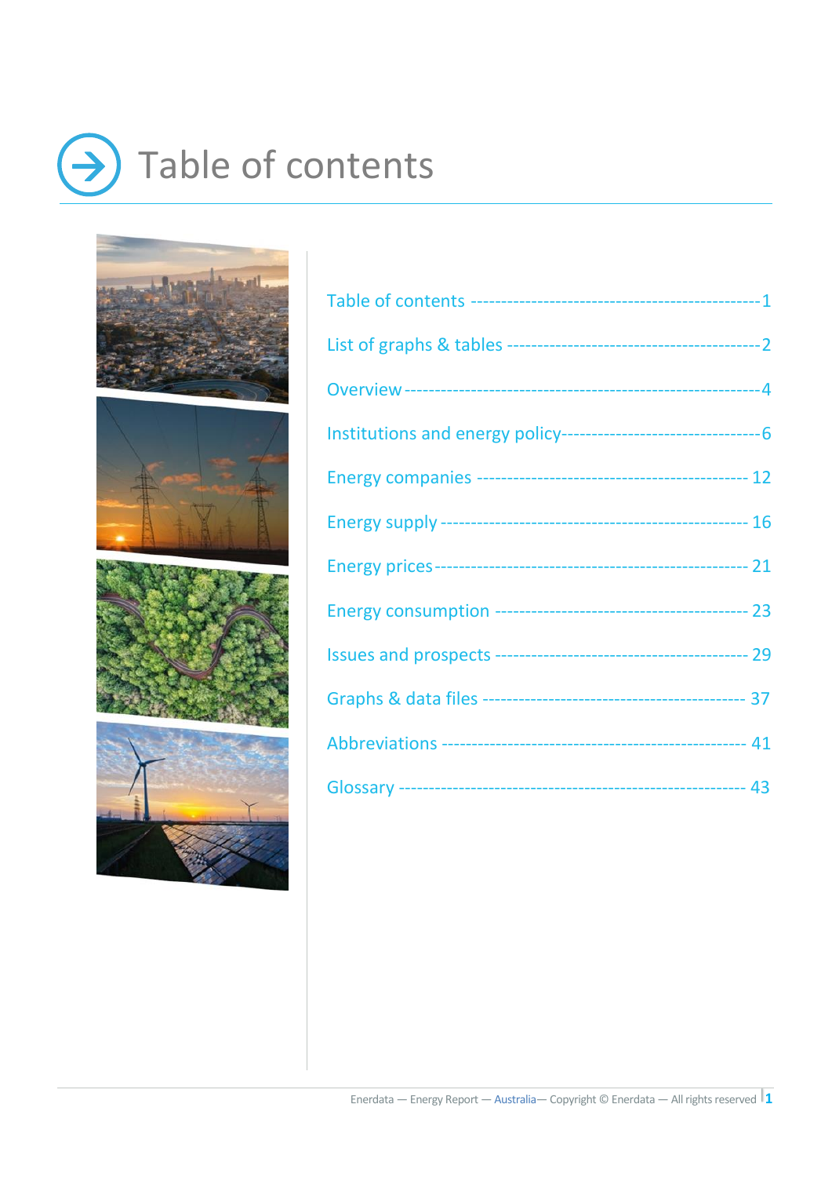# Table of contents

Table of contents -------------------------------------------------1

List of graphs & tables ------------------------------------------2

Overview -----------------------------------------------------------4

Institutions and energy policy--------------------------------6

Energy companies -------------------------------------------- 12

Energy supply ------------------------------------------------- 16

Energy prices-------------------------------------------------- 21

Energy consumption ----------------------------------------- 23

Issues and prospects ----------------------------------------- 29

Graphs & data files ------------------------------------------ 37

Abbreviations ------------------------------------------------- 41

Glossary ------------------------------------------------------ 43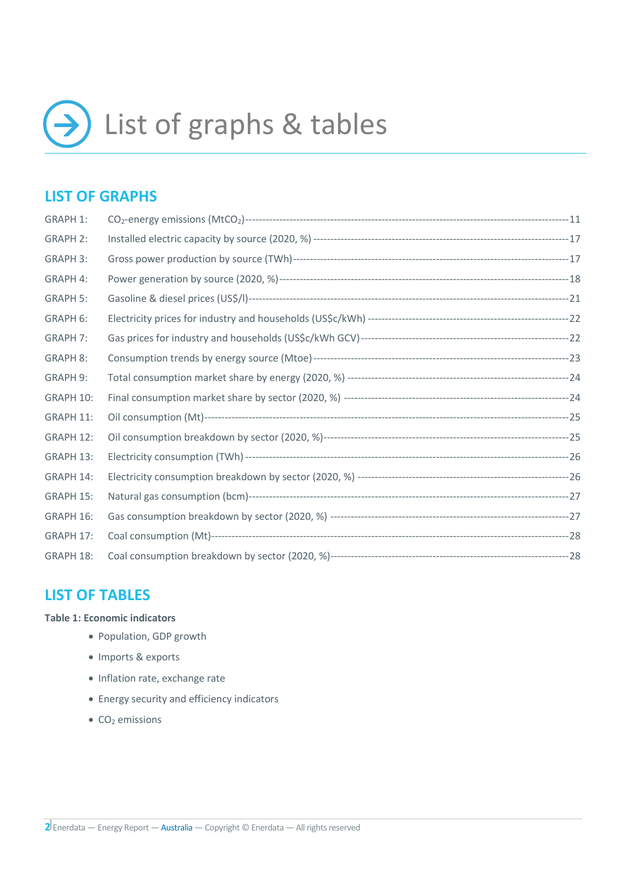# List of graphs & tables

## LIST OF GRAPHS

GRAPH 1: $CO_2$-energy emissions ($MtCO_2$) ---------- 11

GRAPH 2: Installed electric capacity by source (2020, %) ---------- 17

GRAPH 3: Gross power production by source (TWh) ---------- 17

GRAPH 4: Power generation by source (2020, %) ---------- 18

GRAPH 5: Gasoline & diesel prices (US$/l) ---------- 21

GRAPH 6: Electricity prices for industry and households (US$c/kWh) ---------- 22

GRAPH 7: Gas prices for industry and households (US$c/kWh GCV) ---------- 22

GRAPH 8: Consumption trends by energy source (Mtoe) ---------- 23

GRAPH 9: Total consumption market share by energy (2020, %) ---------- 24

GRAPH 10: Final consumption market share by sector (2020, %) ---------- 24

GRAPH 11: Oil consumption (Mt) ---------- 25

GRAPH 12: Oil consumption breakdown by sector (2020, %) ---------- 25

GRAPH 13: Electricity consumption (TWh) ---------- 26

GRAPH 14: Electricity consumption breakdown by sector (2020, %) ---------- 26

GRAPH 15: Natural gas consumption (bcm) ---------- 27

GRAPH 16: Gas consumption breakdown by sector (2020, %) ---------- 27

GRAPH 17: Coal consumption (Mt) ---------- 28

GRAPH 18: Coal consumption breakdown by sector (2020, %) ---------- 28

## LIST OF TABLES

**Table 1: Economic indicators**

- Population, GDP growth
- Imports & exports
- Inflation rate, exchange rate
- Energy security and efficiency indicators
- $CO_2$ emissions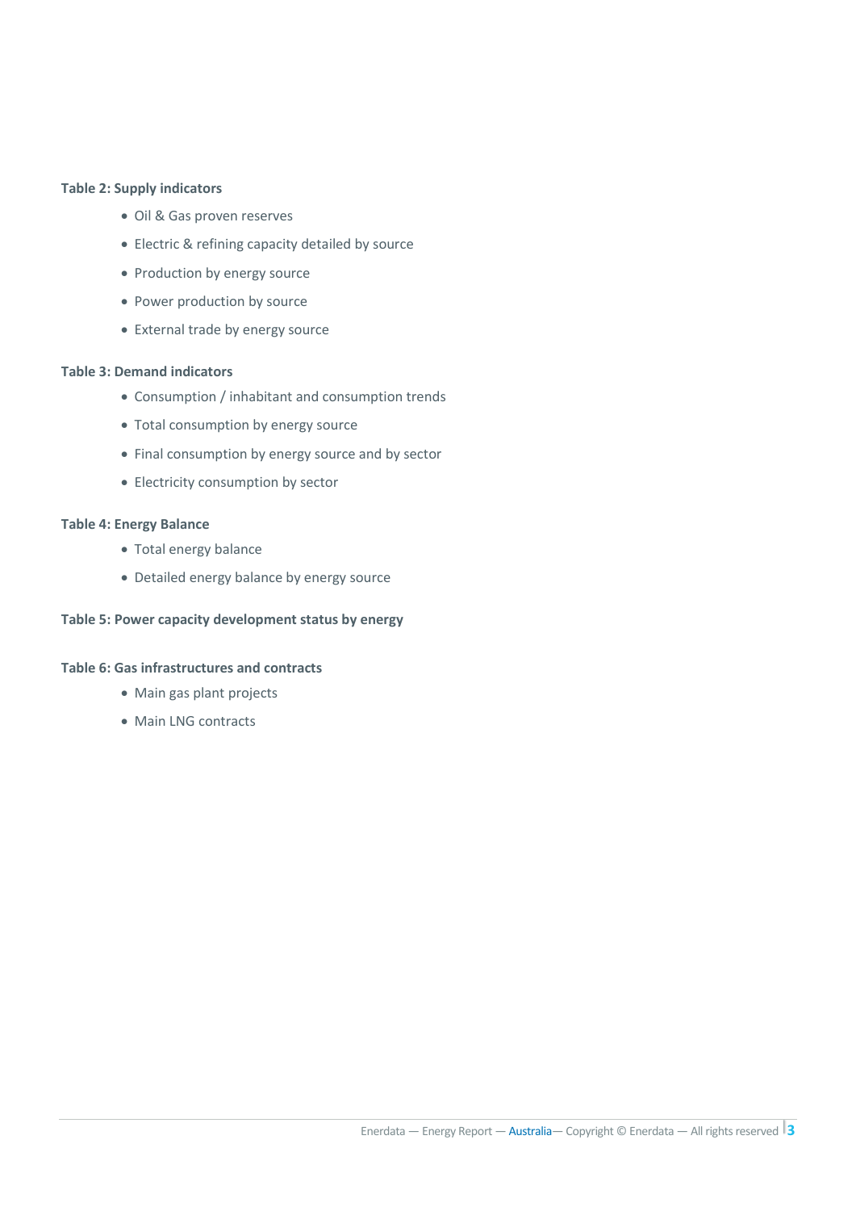**Table 2: Supply indicators**

- Oil & Gas proven reserves
- Electric & refining capacity detailed by source
- Production by energy source
- Power production by source
- External trade by energy source

**Table 3: Demand indicators**

- Consumption / inhabitant and consumption trends
- Total consumption by energy source
- Final consumption by energy source and by sector
- Electricity consumption by sector

**Table 4: Energy Balance**

- Total energy balance
- Detailed energy balance by energy source

**Table 5: Power capacity development status by energy**

**Table 6: Gas infrastructures and contracts**

- Main gas plant projects
- Main LNG contracts